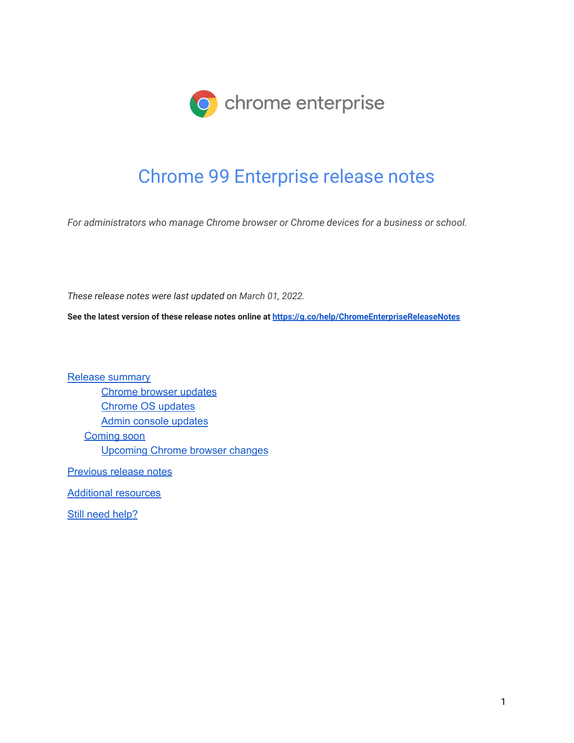chrome enterprise

# Chrome 99 Enterprise release notes

*For administrators who manage Chrome browser or Chrome devices for a business or school.*

*These release notes were last updated on March 01, 2022.*

**See the latest version of these release notes online at [https://g.co/help/ChromeEnterpriseReleaseNotes](https://g.co/help/ChromeEnterpriseReleaseNotes)**

- [Release summary]()
  - [Chrome browser updates]()
  - [Chrome OS updates]()
  - [Admin console updates]()
  - [Coming soon]()
    - [Upcoming Chrome browser changes]()
- [Previous release notes]()
- [Additional resources]()
- [Still need help?]()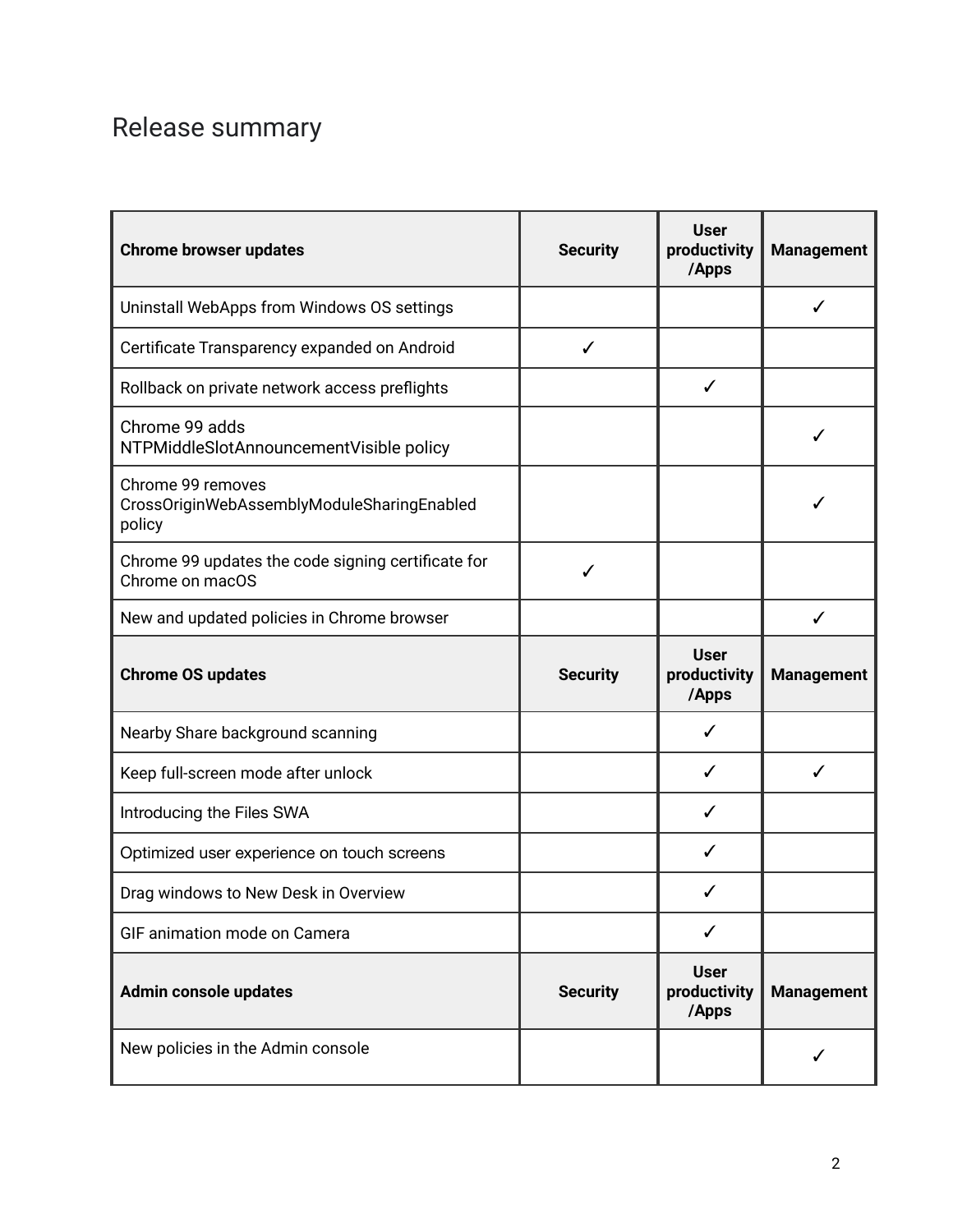# Release summary

| Chrome browser updates | Security | User productivity /Apps | Management |
|---|---|---|---|
| Uninstall WebApps from Windows OS settings | | | ✓ |
| Certificate Transparency expanded on Android | ✓ | | |
| Rollback on private network access preflights | | ✓ | |
| Chrome 99 adds NTPMiddleSlotAnnouncementVisible policy | | | ✓ |
| Chrome 99 removes CrossOriginWebAssemblyModuleSharingEnabled policy | | | ✓ |
| Chrome 99 updates the code signing certificate for Chrome on macOS | ✓ | | |
| New and updated policies in Chrome browser | | | ✓ |
| **Chrome OS updates** | **Security** | **User productivity /Apps** | **Management** |
| Nearby Share background scanning | | ✓ | |
| Keep full-screen mode after unlock | | ✓ | ✓ |
| Introducing the Files SWA | | ✓ | |
| Optimized user experience on touch screens | | ✓ | |
| Drag windows to New Desk in Overview | | ✓ | |
| GIF animation mode on Camera | | ✓ | |
| **Admin console updates** | **Security** | **User productivity /Apps** | **Management** |
| New policies in the Admin console | | | ✓ |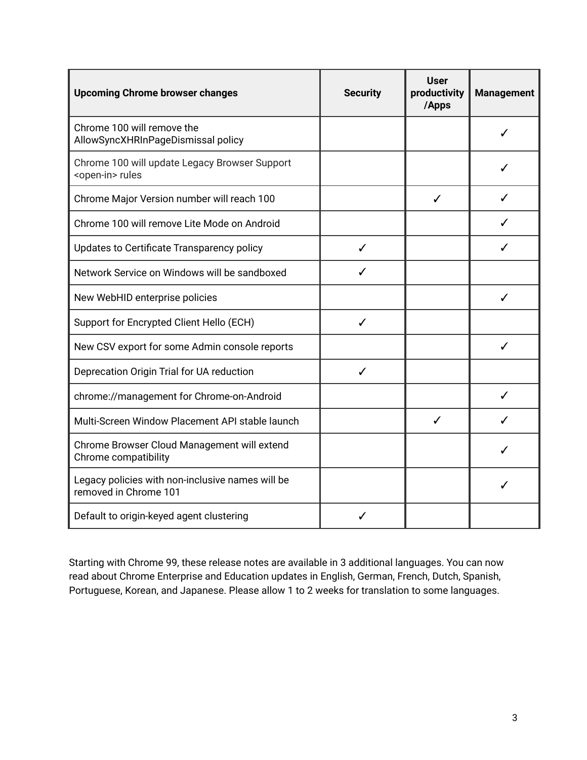| Upcoming Chrome browser changes | Security | User productivity /Apps | Management |
|---|---|---|---|
| Chrome 100 will remove the AllowSyncXHRInPageDismissal policy | | | ✓ |
| Chrome 100 will update Legacy Browser Support <open-in> rules | | | ✓ |
| Chrome Major Version number will reach 100 | | ✓ | ✓ |
| Chrome 100 will remove Lite Mode on Android | | | ✓ |
| Updates to Certificate Transparency policy | ✓ | | ✓ |
| Network Service on Windows will be sandboxed | ✓ | | |
| New WebHID enterprise policies | | | ✓ |
| Support for Encrypted Client Hello (ECH) | ✓ | | |
| New CSV export for some Admin console reports | | | ✓ |
| Deprecation Origin Trial for UA reduction | ✓ | | |
| chrome://management for Chrome-on-Android | | | ✓ |
| Multi-Screen Window Placement API stable launch | | ✓ | ✓ |
| Chrome Browser Cloud Management will extend Chrome compatibility | | | ✓ |
| Legacy policies with non-inclusive names will be removed in Chrome 101 | | | ✓ |
| Default to origin-keyed agent clustering | ✓ | | |

Starting with Chrome 99, these release notes are available in 3 additional languages. You can now read about Chrome Enterprise and Education updates in English, German, French, Dutch, Spanish, Portuguese, Korean, and Japanese. Please allow 1 to 2 weeks for translation to some languages.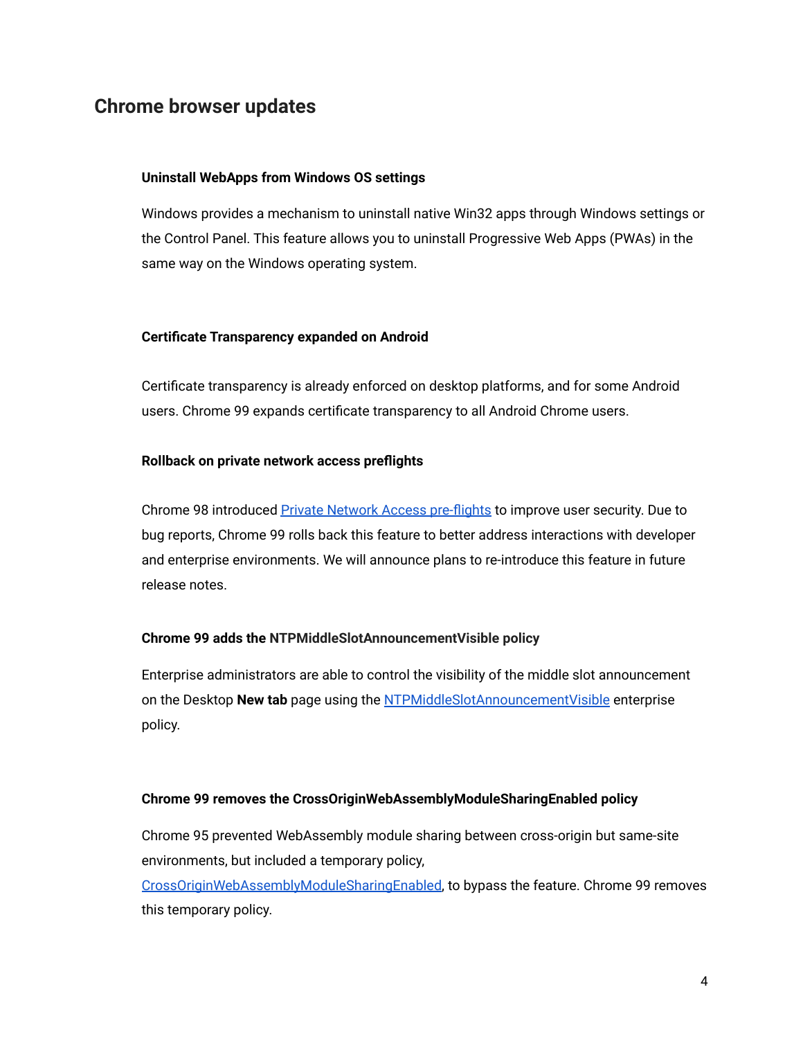## Chrome browser updates

### Uninstall WebApps from Windows OS settings

Windows provides a mechanism to uninstall native Win32 apps through Windows settings or the Control Panel. This feature allows you to uninstall Progressive Web Apps (PWAs) in the same way on the Windows operating system.

### Certificate Transparency expanded on Android

Certificate transparency is already enforced on desktop platforms, and for some Android users. Chrome 99 expands certificate transparency to all Android Chrome users.

### Rollback on private network access preflights

Chrome 98 introduced Private Network Access pre-flights to improve user security. Due to bug reports, Chrome 99 rolls back this feature to better address interactions with developer and enterprise environments. We will announce plans to re-introduce this feature in future release notes.

### Chrome 99 adds the NTPMiddleSlotAnnouncementVisible policy

Enterprise administrators are able to control the visibility of the middle slot announcement on the Desktop **New tab** page using the NTPMiddleSlotAnnouncementVisible enterprise policy.

### Chrome 99 removes the CrossOriginWebAssemblyModuleSharingEnabled policy

Chrome 95 prevented WebAssembly module sharing between cross-origin but same-site environments, but included a temporary policy, CrossOriginWebAssemblyModuleSharingEnabled, to bypass the feature. Chrome 99 removes this temporary policy.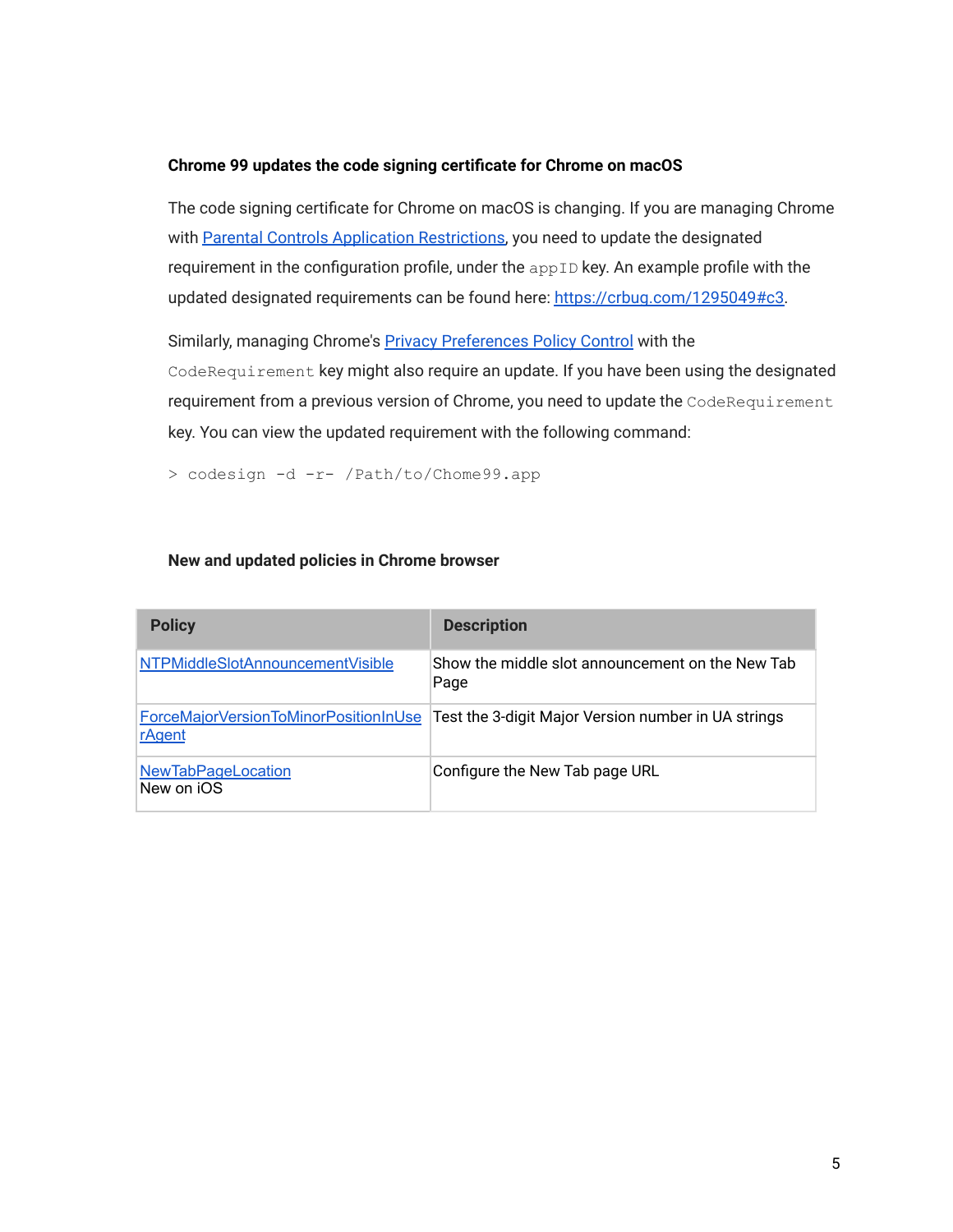### Chrome 99 updates the code signing certificate for Chrome on macOS

The code signing certificate for Chrome on macOS is changing. If you are managing Chrome with [Parental Controls Application Restrictions](), you need to update the designated requirement in the configuration profile, under the `appID` key. An example profile with the updated designated requirements can be found here: [https://crbug.com/1295049#c3](https://crbug.com/1295049#c3).

Similarly, managing Chrome's [Privacy Preferences Policy Control]() with the `CodeRequirement` key might also require an update. If you have been using the designated requirement from a previous version of Chrome, you need to update the `CodeRequirement` key. You can view the updated requirement with the following command:

```
> codesign -d -r- /Path/to/Chome99.app
```

### New and updated policies in Chrome browser

| Policy | Description |
|---|---|
| [NTPMiddleSlotAnnouncementVisible]() | Show the middle slot announcement on the New Tab Page |
| [ForceMajorVersionToMinorPositionInUserAgent]() | Test the 3-digit Major Version number in UA strings |
| [NewTabPageLocation]()<br>New on iOS | Configure the New Tab page URL |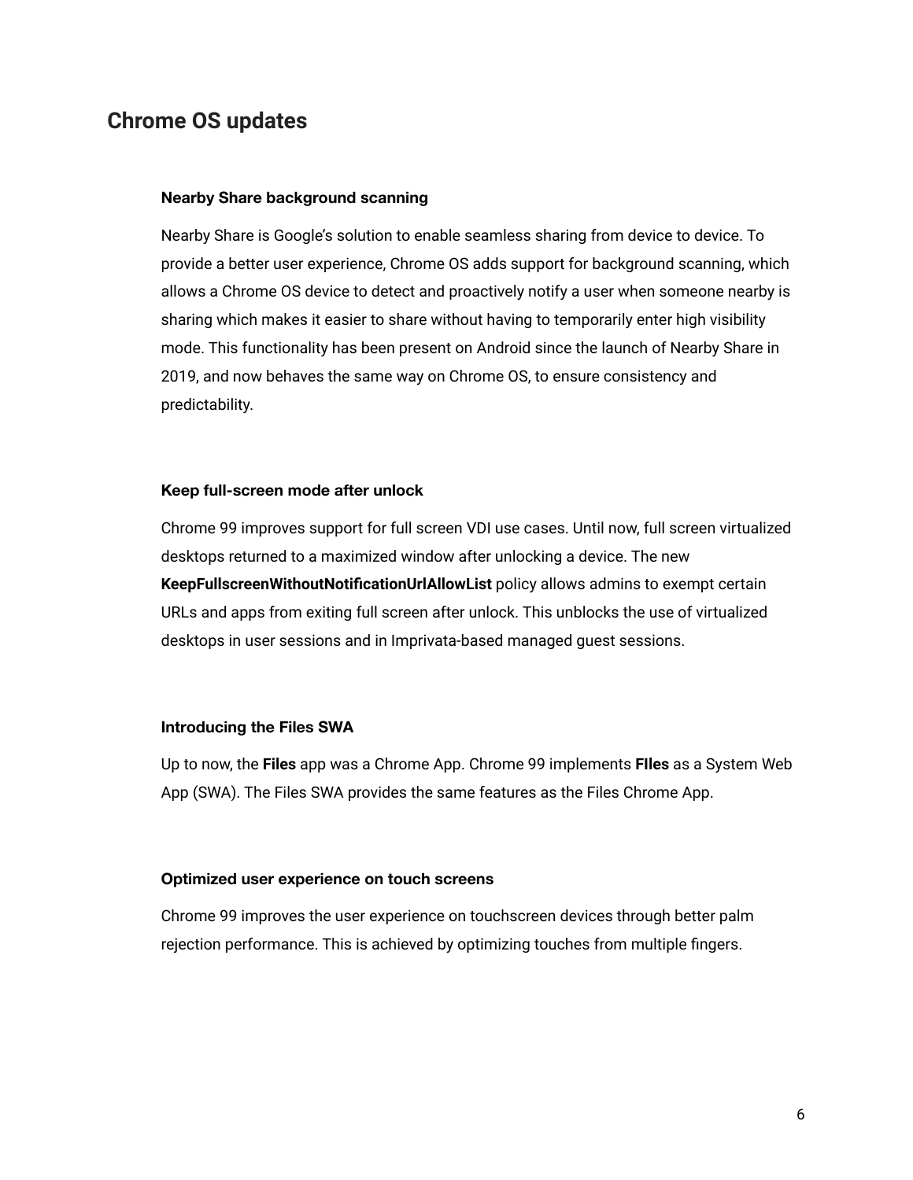## Chrome OS updates

### Nearby Share background scanning

Nearby Share is Google's solution to enable seamless sharing from device to device. To provide a better user experience, Chrome OS adds support for background scanning, which allows a Chrome OS device to detect and proactively notify a user when someone nearby is sharing which makes it easier to share without having to temporarily enter high visibility mode. This functionality has been present on Android since the launch of Nearby Share in 2019, and now behaves the same way on Chrome OS, to ensure consistency and predictability.

### Keep full-screen mode after unlock

Chrome 99 improves support for full screen VDI use cases. Until now, full screen virtualized desktops returned to a maximized window after unlocking a device. The new **KeepFullscreenWithoutNotificationUrlAllowList** policy allows admins to exempt certain URLs and apps from exiting full screen after unlock. This unblocks the use of virtualized desktops in user sessions and in Imprivata-based managed guest sessions.

### Introducing the Files SWA

Up to now, the **Files** app was a Chrome App. Chrome 99 implements **FIles** as a System Web App (SWA). The Files SWA provides the same features as the Files Chrome App.

### Optimized user experience on touch screens

Chrome 99 improves the user experience on touchscreen devices through better palm rejection performance. This is achieved by optimizing touches from multiple fingers.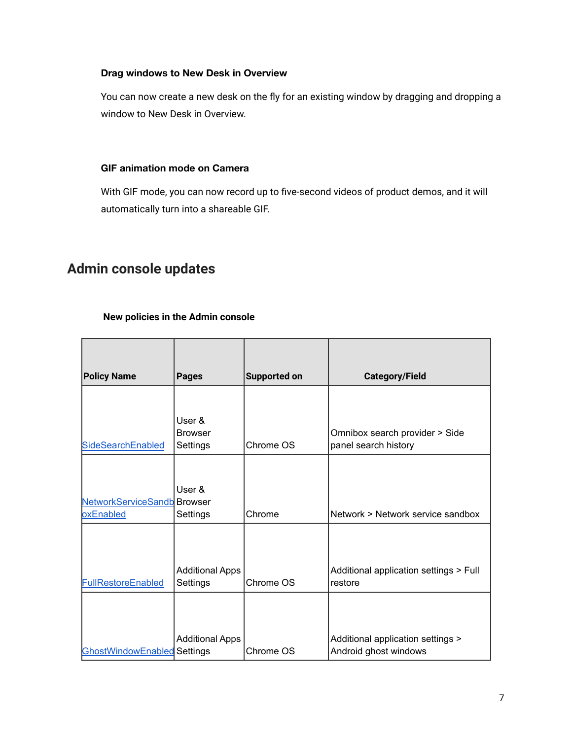### Drag windows to New Desk in Overview

You can now create a new desk on the fly for an existing window by dragging and dropping a window to New Desk in Overview.

### GIF animation mode on Camera

With GIF mode, you can now record up to five-second videos of product demos, and it will automatically turn into a shareable GIF.

## Admin console updates

### New policies in the Admin console

| Policy Name | Pages | Supported on | Category/Field |
|---|---|---|---|
| SideSearchEnabled | User & Browser Settings | Chrome OS | Omnibox search provider > Side panel search history |
| NetworkServiceSandboxEnabled | User & Browser Settings | Chrome | Network > Network service sandbox |
| FullRestoreEnabled | Additional Apps Settings | Chrome OS | Additional application settings > Full restore |
| GhostWindowEnabled | Additional Apps Settings | Chrome OS | Additional application settings > Android ghost windows |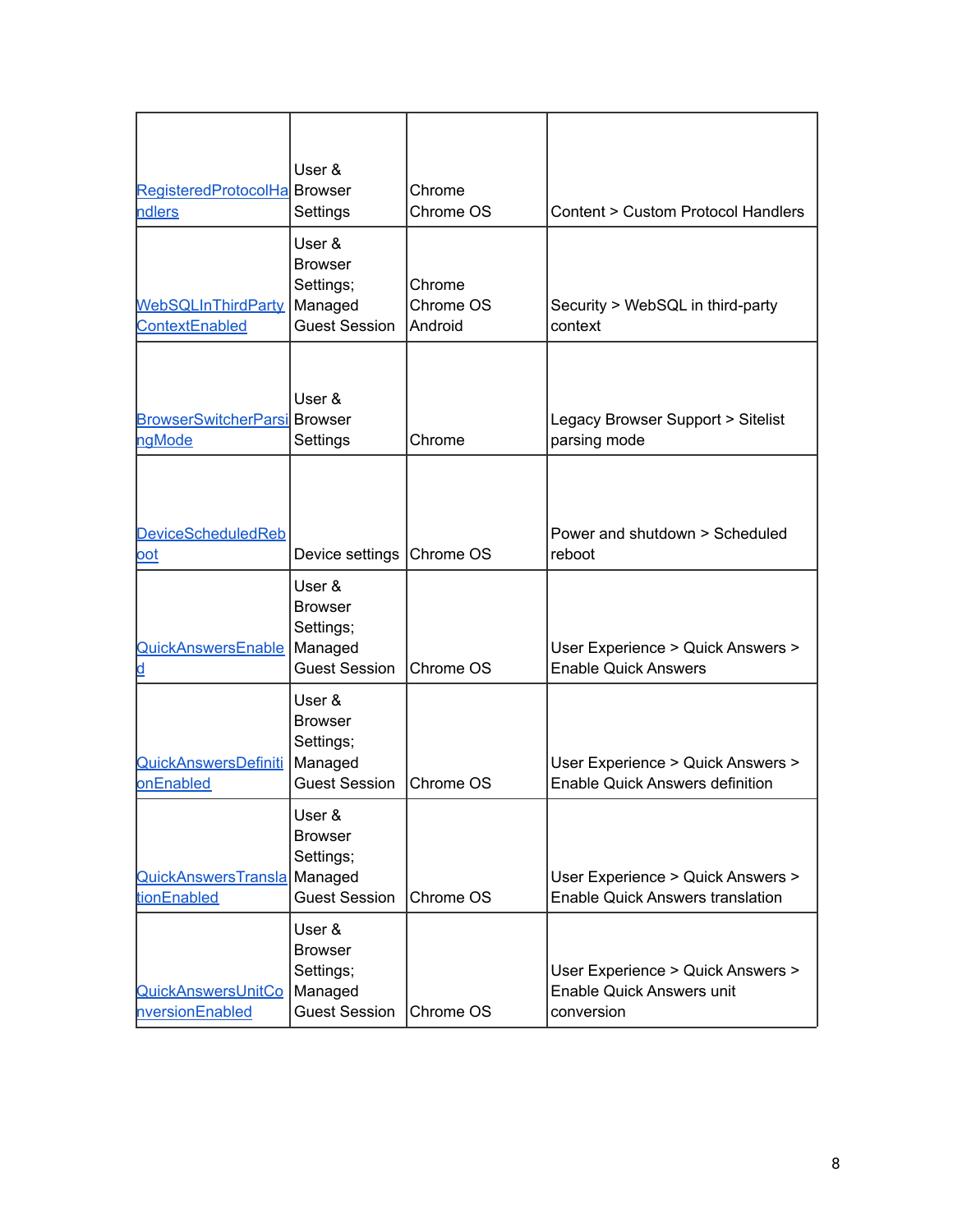| RegisteredProtocolHandlers | User & Browser Settings | Chrome Chrome OS | Content > Custom Protocol Handlers |
|---|---|---|---|
| WebSQLInThirdPartyContextEnabled | User & Browser Settings; Managed Guest Session | Chrome Chrome OS Android | Security > WebSQL in third-party context |
| BrowserSwitcherParsingMode | User & Browser Settings | Chrome | Legacy Browser Support > Sitelist parsing mode |
| DeviceScheduledReboot | Device settings | Chrome OS | Power and shutdown > Scheduled reboot |
| QuickAnswersEnabled | User & Browser Settings; Managed Guest Session | Chrome OS | User Experience > Quick Answers > Enable Quick Answers |
| QuickAnswersDefinitionEnabled | User & Browser Settings; Managed Guest Session | Chrome OS | User Experience > Quick Answers > Enable Quick Answers definition |
| QuickAnswersTranslationEnabled | User & Browser Settings; Managed Guest Session | Chrome OS | User Experience > Quick Answers > Enable Quick Answers translation |
| QuickAnswersUnitConversionEnabled | User & Browser Settings; Managed Guest Session | Chrome OS | User Experience > Quick Answers > Enable Quick Answers unit conversion |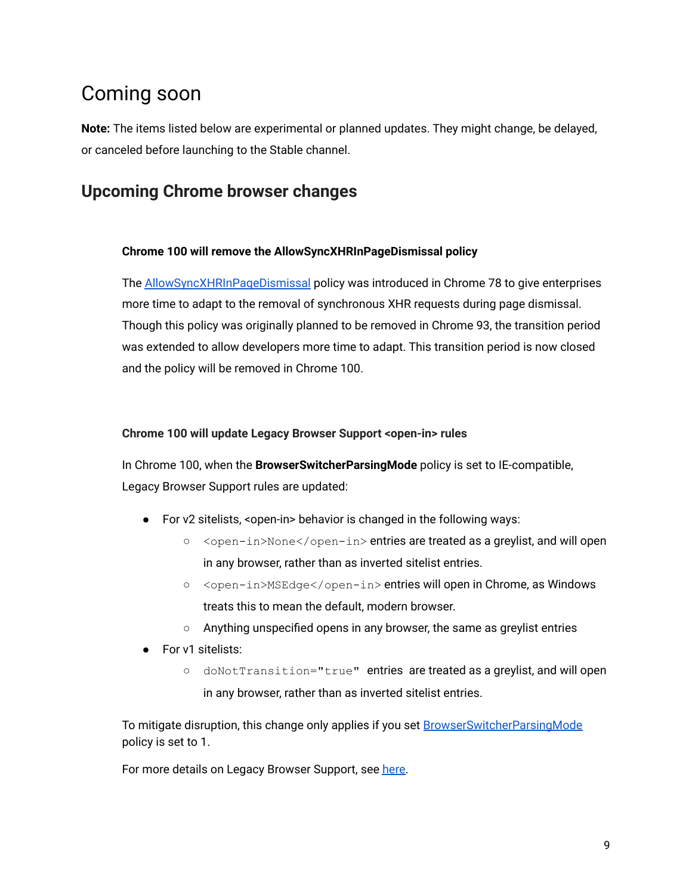# Coming soon

**Note:** The items listed below are experimental or planned updates. They might change, be delayed, or canceled before launching to the Stable channel.

## Upcoming Chrome browser changes

#### Chrome 100 will remove the AllowSyncXHRInPageDismissal policy

The AllowSyncXHRInPageDismissal policy was introduced in Chrome 78 to give enterprises more time to adapt to the removal of synchronous XHR requests during page dismissal. Though this policy was originally planned to be removed in Chrome 93, the transition period was extended to allow developers more time to adapt. This transition period is now closed and the policy will be removed in Chrome 100.

#### Chrome 100 will update Legacy Browser Support <open-in> rules

In Chrome 100, when the **BrowserSwitcherParsingMode** policy is set to IE-compatible, Legacy Browser Support rules are updated:

- For v2 sitelists, <open-in> behavior is changed in the following ways:
  - `<open-in>None</open-in>` entries are treated as a greylist, and will open in any browser, rather than as inverted sitelist entries.
  - `<open-in>MSEdge</open-in>` entries will open in Chrome, as Windows treats this to mean the default, modern browser.
  - Anything unspecified opens in any browser, the same as greylist entries
- For v1 sitelists:
  - `doNotTransition="true"` entries are treated as a greylist, and will open in any browser, rather than as inverted sitelist entries.

To mitigate disruption, this change only applies if you set BrowserSwitcherParsingMode policy is set to 1.

For more details on Legacy Browser Support, see here.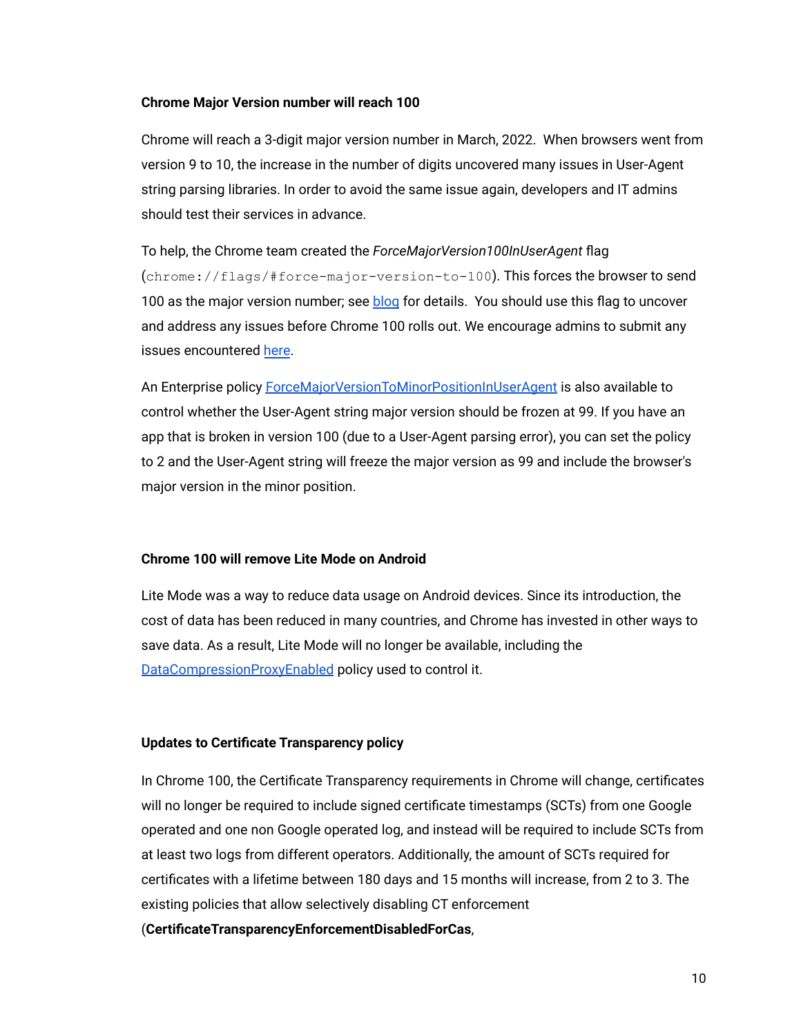**Chrome Major Version number will reach 100**

Chrome will reach a 3-digit major version number in March, 2022. When browsers went from version 9 to 10, the increase in the number of digits uncovered many issues in User-Agent string parsing libraries. In order to avoid the same issue again, developers and IT admins should test their services in advance.

To help, the Chrome team created the *ForceMajorVersion100InUserAgent* flag (`chrome://flags/#force-major-version-to-100`). This forces the browser to send 100 as the major version number; see blog for details. You should use this flag to uncover and address any issues before Chrome 100 rolls out. We encourage admins to submit any issues encountered here.

An Enterprise policy ForceMajorVersionToMinorPositionInUserAgent is also available to control whether the User-Agent string major version should be frozen at 99. If you have an app that is broken in version 100 (due to a User-Agent parsing error), you can set the policy to 2 and the User-Agent string will freeze the major version as 99 and include the browser's major version in the minor position.

**Chrome 100 will remove Lite Mode on Android**

Lite Mode was a way to reduce data usage on Android devices. Since its introduction, the cost of data has been reduced in many countries, and Chrome has invested in other ways to save data. As a result, Lite Mode will no longer be available, including the DataCompressionProxyEnabled policy used to control it.

**Updates to Certificate Transparency policy**

In Chrome 100, the Certificate Transparency requirements in Chrome will change, certificates will no longer be required to include signed certificate timestamps (SCTs) from one Google operated and one non Google operated log, and instead will be required to include SCTs from at least two logs from different operators. Additionally, the amount of SCTs required for certificates with a lifetime between 180 days and 15 months will increase, from 2 to 3. The existing policies that allow selectively disabling CT enforcement (**CertificateTransparencyEnforcementDisabledForCas**,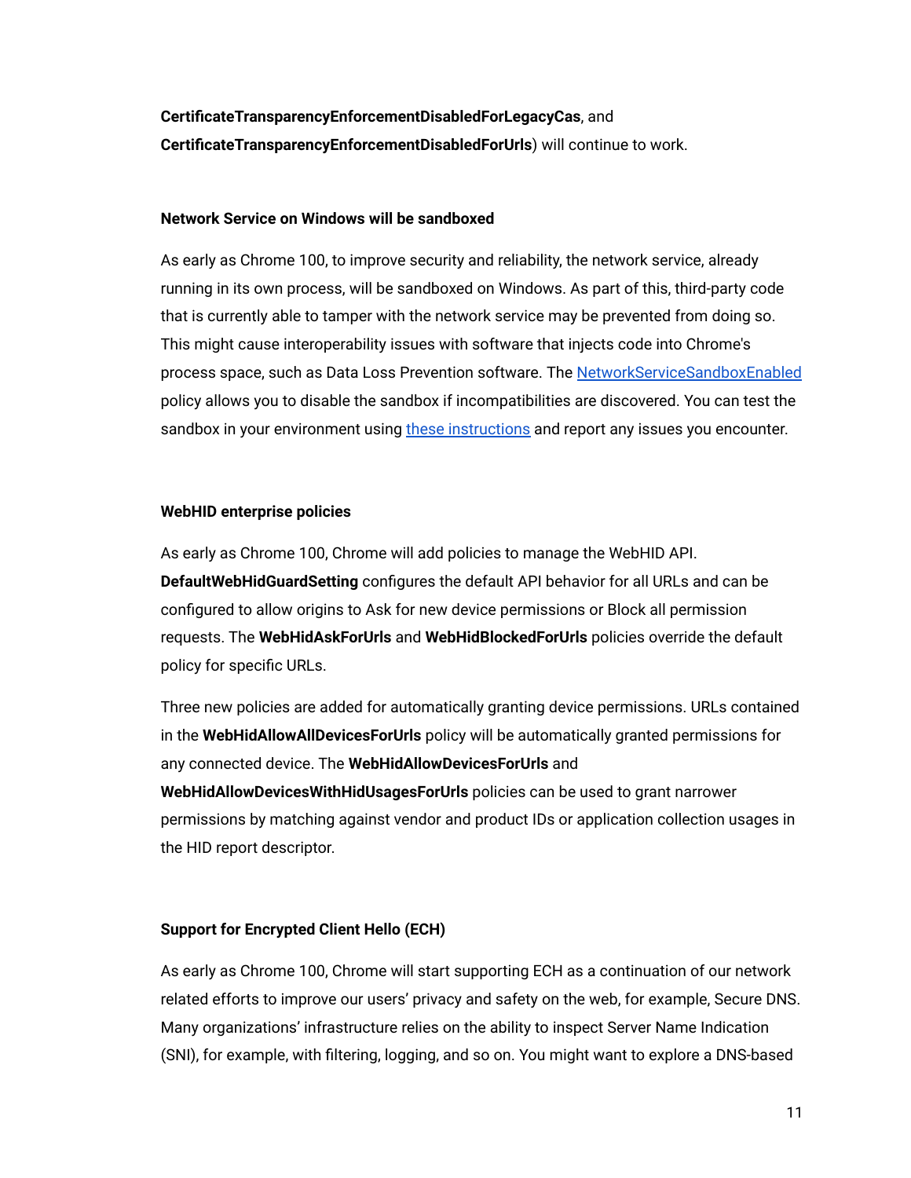**CertificateTransparencyEnforcementDisabledForLegacyCas**, and **CertificateTransparencyEnforcementDisabledForUrls**) will continue to work.

**Network Service on Windows will be sandboxed**

As early as Chrome 100, to improve security and reliability, the network service, already running in its own process, will be sandboxed on Windows. As part of this, third-party code that is currently able to tamper with the network service may be prevented from doing so. This might cause interoperability issues with software that injects code into Chrome's process space, such as Data Loss Prevention software. The NetworkServiceSandboxEnabled policy allows you to disable the sandbox if incompatibilities are discovered. You can test the sandbox in your environment using these instructions and report any issues you encounter.

**WebHID enterprise policies**

As early as Chrome 100, Chrome will add policies to manage the WebHID API. **DefaultWebHidGuardSetting** configures the default API behavior for all URLs and can be configured to allow origins to Ask for new device permissions or Block all permission requests. The **WebHidAskForUrls** and **WebHidBlockedForUrls** policies override the default policy for specific URLs.

Three new policies are added for automatically granting device permissions. URLs contained in the **WebHidAllowAllDevicesForUrls** policy will be automatically granted permissions for any connected device. The **WebHidAllowDevicesForUrls** and **WebHidAllowDevicesWithHidUsagesForUrls** policies can be used to grant narrower permissions by matching against vendor and product IDs or application collection usages in the HID report descriptor.

**Support for Encrypted Client Hello (ECH)**

As early as Chrome 100, Chrome will start supporting ECH as a continuation of our network related efforts to improve our users' privacy and safety on the web, for example, Secure DNS. Many organizations' infrastructure relies on the ability to inspect Server Name Indication (SNI), for example, with filtering, logging, and so on. You might want to explore a DNS-based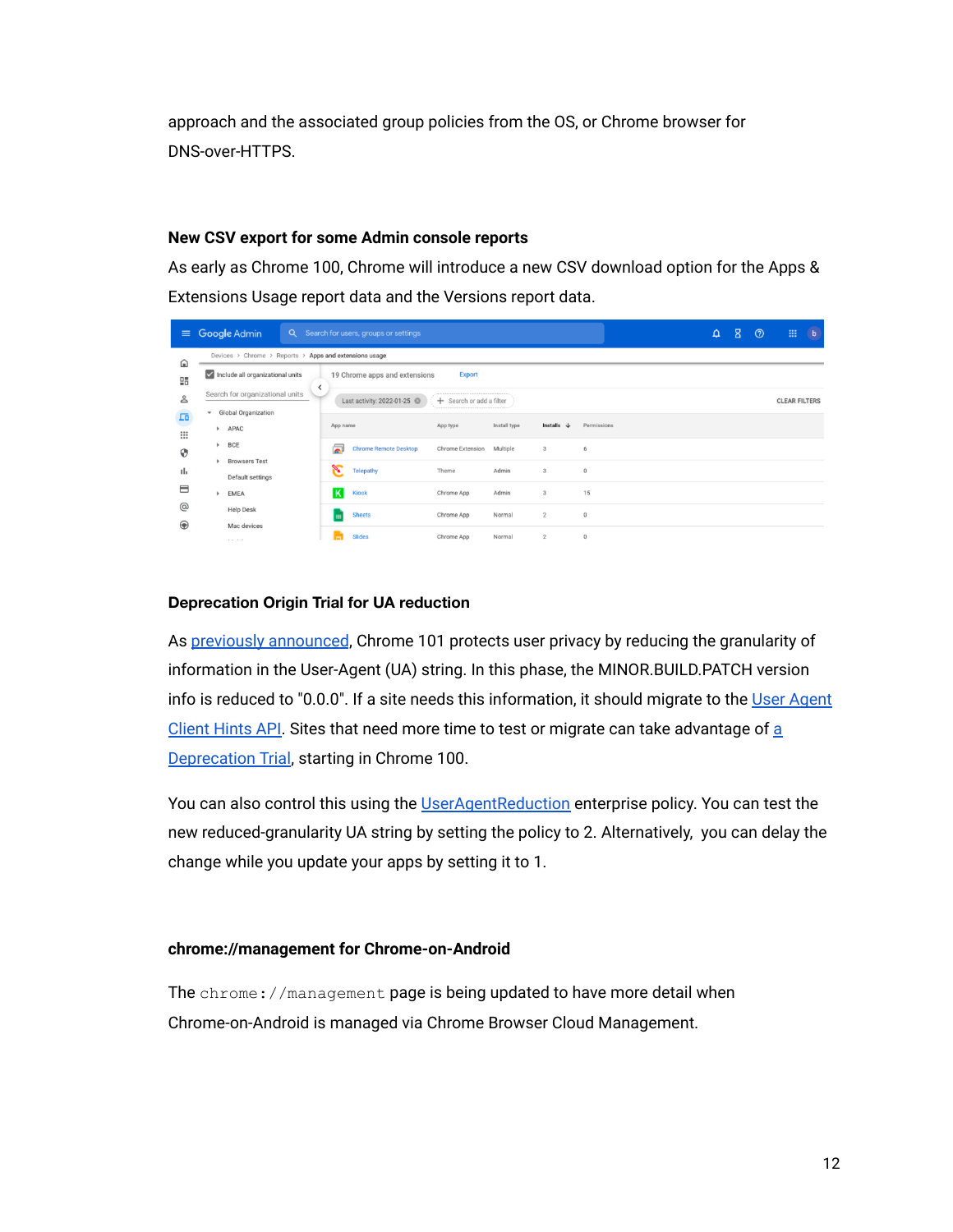approach and the associated group policies from the OS, or Chrome browser for DNS-over-HTTPS.

### New CSV export for some Admin console reports

As early as Chrome 100, Chrome will introduce a new CSV download option for the Apps & Extensions Usage report data and the Versions report data.

### Deprecation Origin Trial for UA reduction

As previously announced, Chrome 101 protects user privacy by reducing the granularity of information in the User-Agent (UA) string. In this phase, the MINOR.BUILD.PATCH version info is reduced to "0.0.0". If a site needs this information, it should migrate to the User Agent Client Hints API. Sites that need more time to test or migrate can take advantage of a Deprecation Trial, starting in Chrome 100.

You can also control this using the UserAgentReduction enterprise policy. You can test the new reduced-granularity UA string by setting the policy to 2. Alternatively, you can delay the change while you update your apps by setting it to 1.

### chrome://management for Chrome-on-Android

The `chrome://management` page is being updated to have more detail when Chrome-on-Android is managed via Chrome Browser Cloud Management.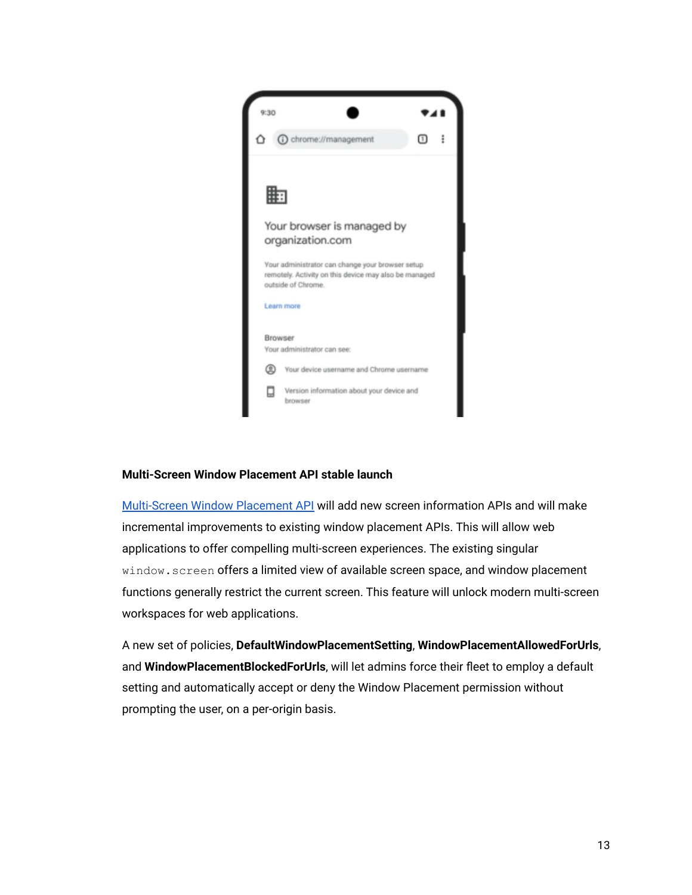**Multi-Screen Window Placement API stable launch**

[Multi-Screen Window Placement API](#) will add new screen information APIs and will make incremental improvements to existing window placement APIs. This will allow web applications to offer compelling multi-screen experiences. The existing singular `window.screen` offers a limited view of available screen space, and window placement functions generally restrict the current screen. This feature will unlock modern multi-screen workspaces for web applications.

A new set of policies, **DefaultWindowPlacementSetting**, **WindowPlacementAllowedForUrls**, and **WindowPlacementBlockedForUrls**, will let admins force their fleet to employ a default setting and automatically accept or deny the Window Placement permission without prompting the user, on a per-origin basis.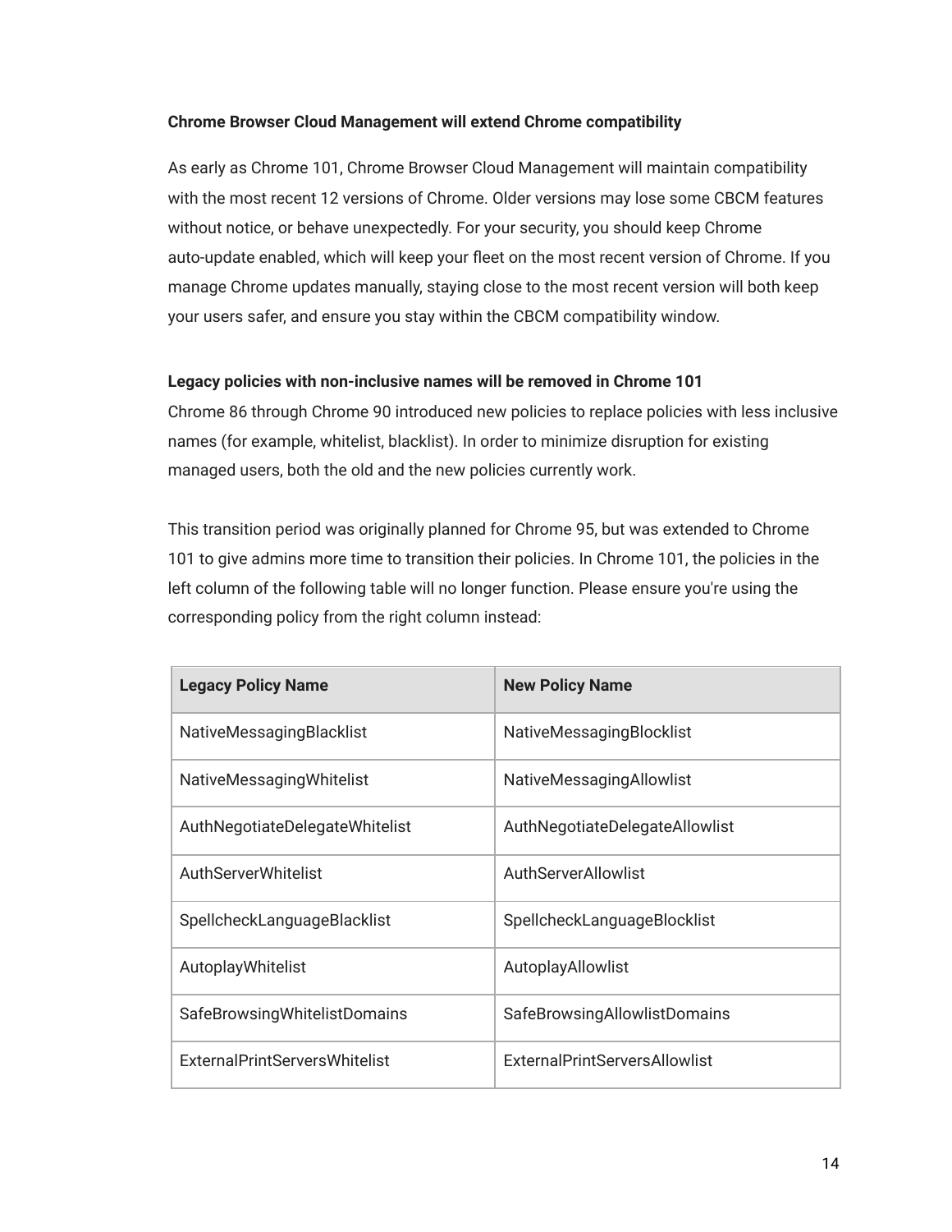**Chrome Browser Cloud Management will extend Chrome compatibility**

As early as Chrome 101, Chrome Browser Cloud Management will maintain compatibility with the most recent 12 versions of Chrome. Older versions may lose some CBCM features without notice, or behave unexpectedly. For your security, you should keep Chrome auto-update enabled, which will keep your fleet on the most recent version of Chrome. If you manage Chrome updates manually, staying close to the most recent version will both keep your users safer, and ensure you stay within the CBCM compatibility window.

**Legacy policies with non-inclusive names will be removed in Chrome 101**

Chrome 86 through Chrome 90 introduced new policies to replace policies with less inclusive names (for example, whitelist, blacklist). In order to minimize disruption for existing managed users, both the old and the new policies currently work.

This transition period was originally planned for Chrome 95, but was extended to Chrome 101 to give admins more time to transition their policies. In Chrome 101, the policies in the left column of the following table will no longer function. Please ensure you're using the corresponding policy from the right column instead:

| Legacy Policy Name | New Policy Name |
|---|---|
| NativeMessagingBlacklist | NativeMessagingBlocklist |
| NativeMessagingWhitelist | NativeMessagingAllowlist |
| AuthNegotiateDelegateWhitelist | AuthNegotiateDelegateAllowlist |
| AuthServerWhitelist | AuthServerAllowlist |
| SpellcheckLanguageBlacklist | SpellcheckLanguageBlocklist |
| AutoplayWhitelist | AutoplayAllowlist |
| SafeBrowsingWhitelistDomains | SafeBrowsingAllowlistDomains |
| ExternalPrintServersWhitelist | ExternalPrintServersAllowlist |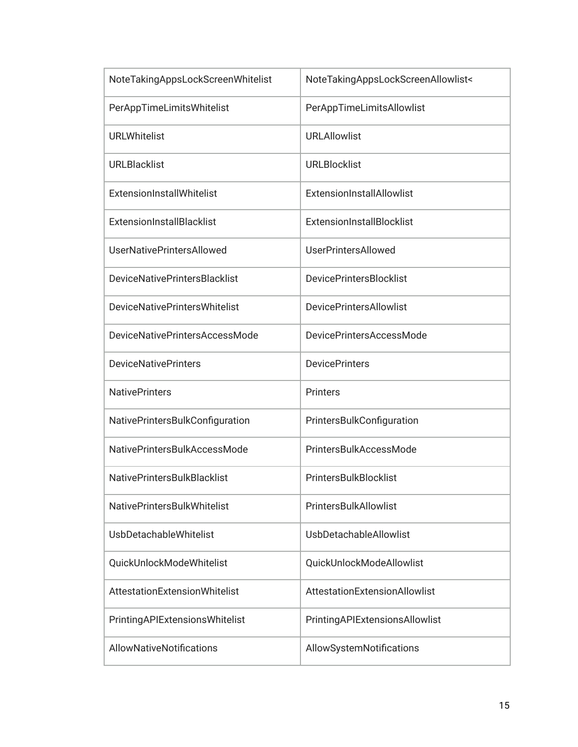| NoteTakingAppsLockScreenWhitelist | NoteTakingAppsLockScreenAllowlist< |
|---|---|
| PerAppTimeLimitsWhitelist | PerAppTimeLimitsAllowlist |
| URLWhitelist | URLAllowlist |
| URLBlacklist | URLBlocklist |
| ExtensionInstallWhitelist | ExtensionInstallAllowlist |
| ExtensionInstallBlacklist | ExtensionInstallBlocklist |
| UserNativePrintersAllowed | UserPrintersAllowed |
| DeviceNativePrintersBlacklist | DevicePrintersBlocklist |
| DeviceNativePrintersWhitelist | DevicePrintersAllowlist |
| DeviceNativePrintersAccessMode | DevicePrintersAccessMode |
| DeviceNativePrinters | DevicePrinters |
| NativePrinters | Printers |
| NativePrintersBulkConfiguration | PrintersBulkConfiguration |
| NativePrintersBulkAccessMode | PrintersBulkAccessMode |
| NativePrintersBulkBlacklist | PrintersBulkBlocklist |
| NativePrintersBulkWhitelist | PrintersBulkAllowlist |
| UsbDetachableWhitelist | UsbDetachableAllowlist |
| QuickUnlockModeWhitelist | QuickUnlockModeAllowlist |
| AttestationExtensionWhitelist | AttestationExtensionAllowlist |
| PrintingAPIExtensionsWhitelist | PrintingAPIExtensionsAllowlist |
| AllowNativeNotifications | AllowSystemNotifications |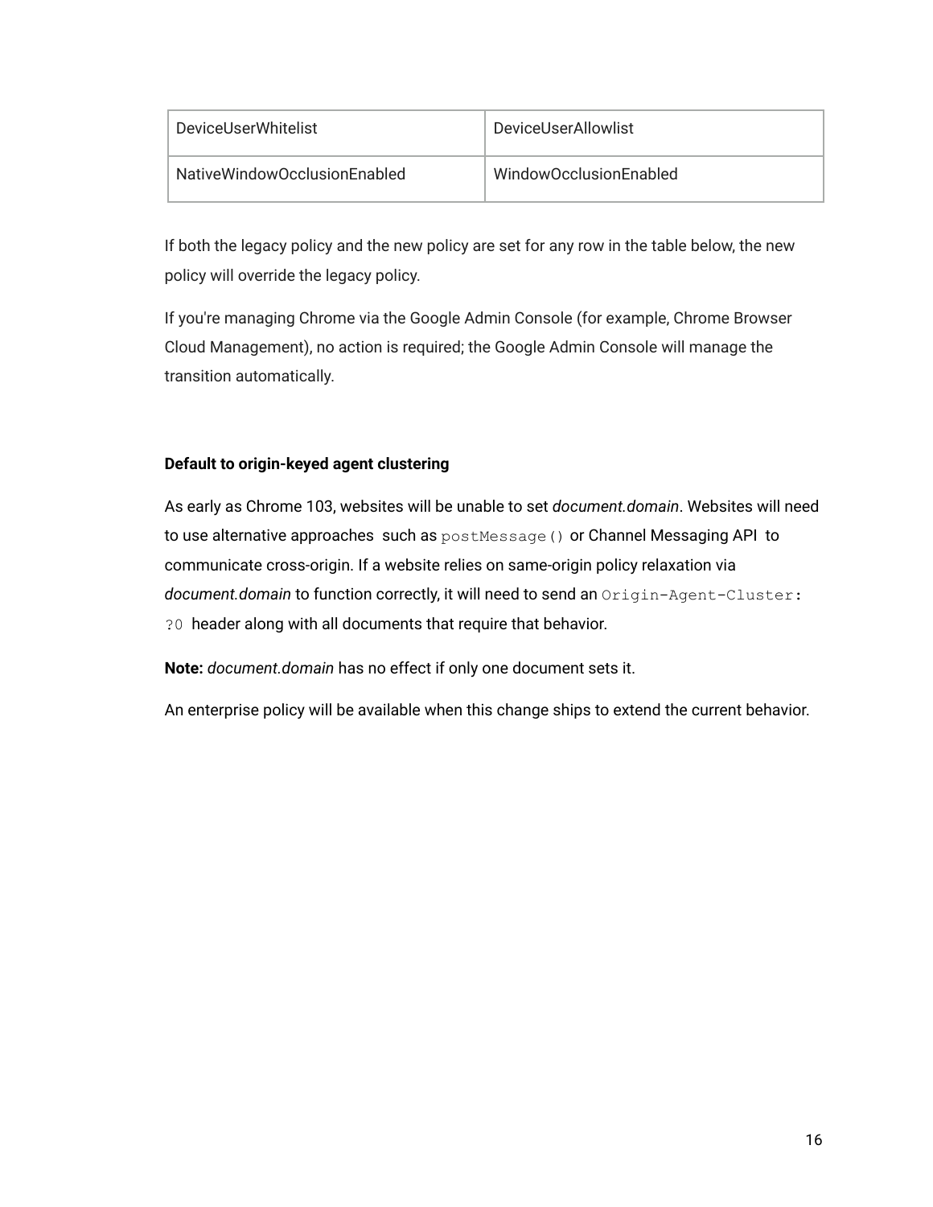| DeviceUserWhitelist | DeviceUserAllowlist |
| --- | --- |
| NativeWindowOcclusionEnabled | WindowOcclusionEnabled |

If both the legacy policy and the new policy are set for any row in the table below, the new policy will override the legacy policy.

If you're managing Chrome via the Google Admin Console (for example, Chrome Browser Cloud Management), no action is required; the Google Admin Console will manage the transition automatically.

**Default to origin-keyed agent clustering**

As early as Chrome 103, websites will be unable to set *document.domain*. Websites will need to use alternative approaches such as `postMessage()` or Channel Messaging API to communicate cross-origin. If a website relies on same-origin policy relaxation via *document.domain* to function correctly, it will need to send an `Origin-Agent-Cluster: ?0` header along with all documents that require that behavior.

**Note:** *document.domain* has no effect if only one document sets it.

An enterprise policy will be available when this change ships to extend the current behavior.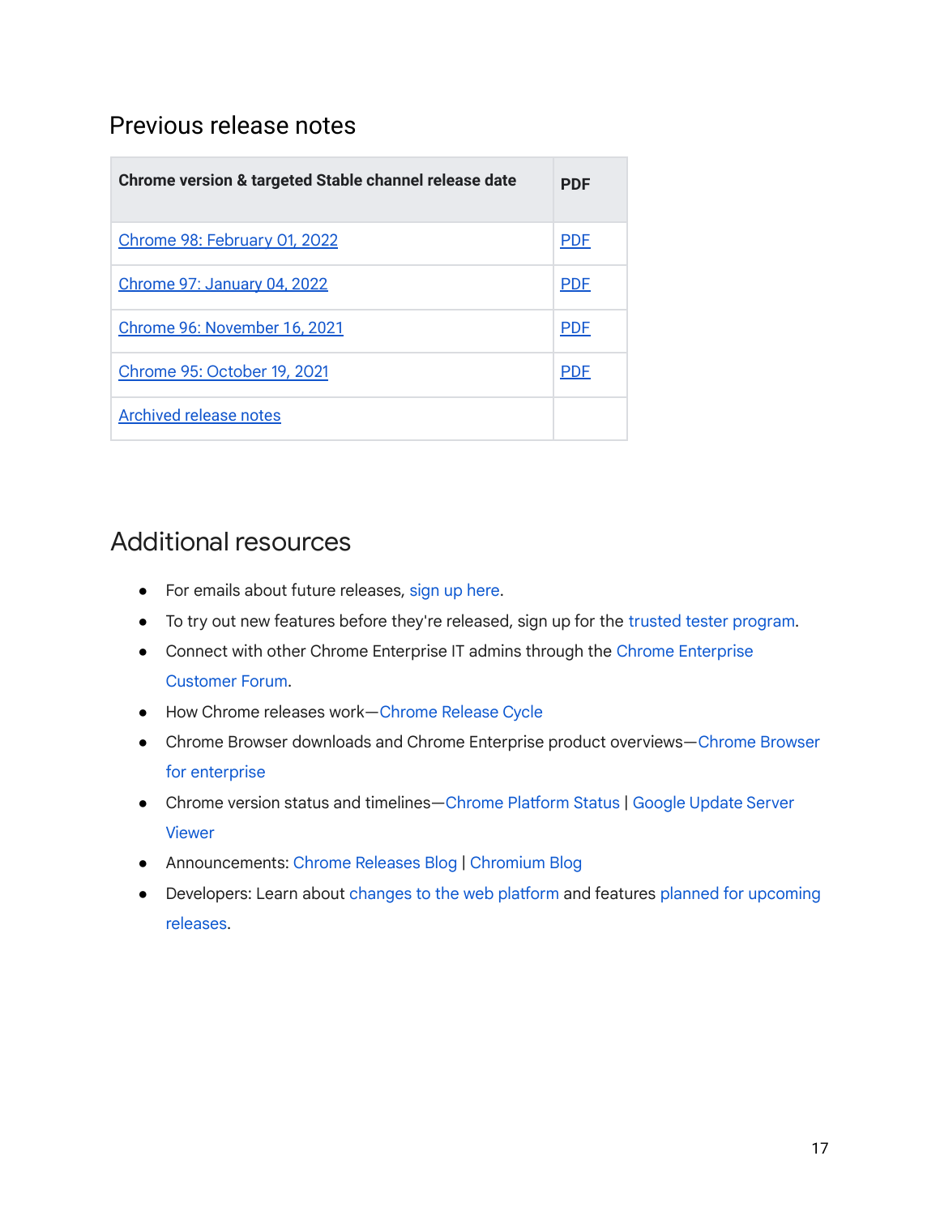## Previous release notes

| Chrome version & targeted Stable channel release date | PDF |
| --- | --- |
| Chrome 98: February 01, 2022 | PDF |
| Chrome 97: January 04, 2022 | PDF |
| Chrome 96: November 16, 2021 | PDF |
| Chrome 95: October 19, 2021 | PDF |
| Archived release notes | |

## Additional resources

- For emails about future releases, sign up here.
- To try out new features before they're released, sign up for the trusted tester program.
- Connect with other Chrome Enterprise IT admins through the Chrome Enterprise Customer Forum.
- How Chrome releases work—Chrome Release Cycle
- Chrome Browser downloads and Chrome Enterprise product overviews—Chrome Browser for enterprise
- Chrome version status and timelines—Chrome Platform Status | Google Update Server Viewer
- Announcements: Chrome Releases Blog | Chromium Blog
- Developers: Learn about changes to the web platform and features planned for upcoming releases.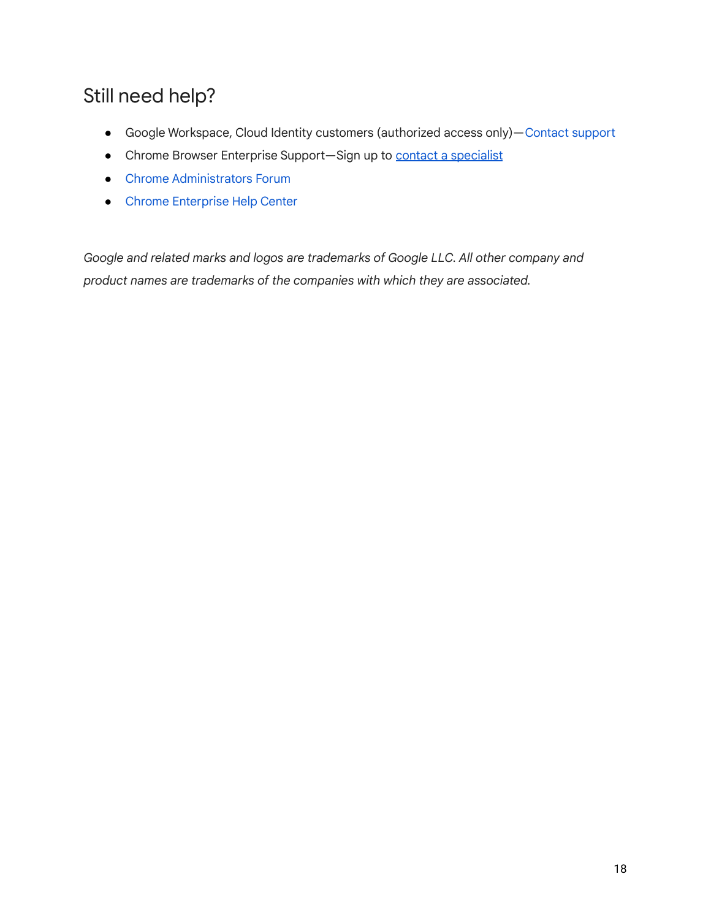## Still need help?

- Google Workspace, Cloud Identity customers (authorized access only)—Contact support
- Chrome Browser Enterprise Support—Sign up to contact a specialist
- Chrome Administrators Forum
- Chrome Enterprise Help Center

*Google and related marks and logos are trademarks of Google LLC. All other company and product names are trademarks of the companies with which they are associated.*